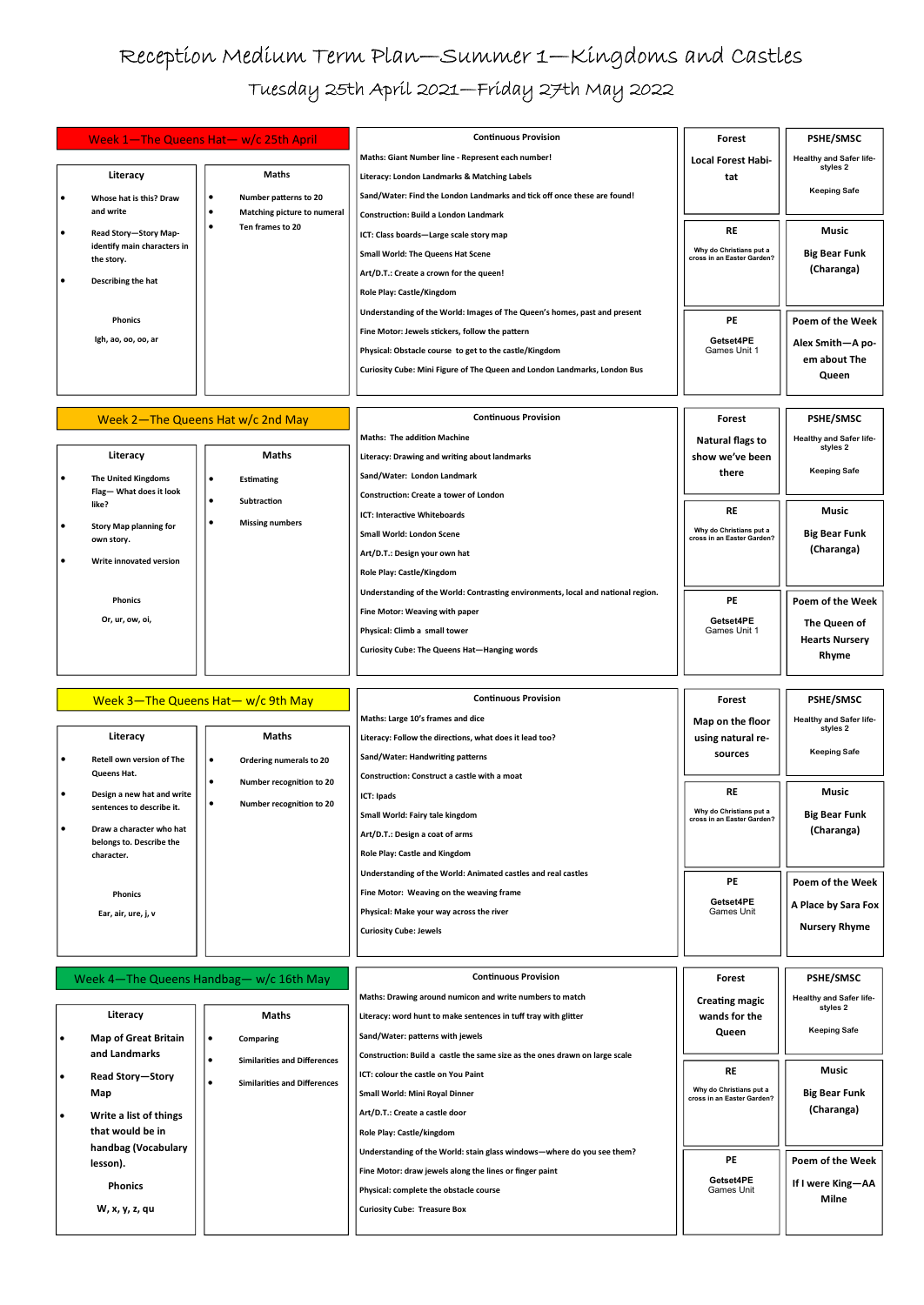# Reception Medium Term Plan—Summer 1—Kingdoms and Castles

## Tuesday 25th April 2021—Friday 27th May 2022

## Week 1—The Queens Hat— w/c 25th April

**Literacy**

- Whose hat is this? Draw and write
- Read Story—Story Map-identify main characters in the story.
- Describing the hat

**Phonics**

Igh, ao, oo, oo, ar

**Maths**

- Number patterns to 20
- Matching picture to numeral
- Ten frames to 20

**Continuous Provision**

Maths: Giant Number line - Represent each number!

Literacy: London Landmarks & Matching Labels

Sand/Water: Find the London Landmarks and tick off once these are found!

Construction: Build a London Landmark

ICT: Class boards—Large scale story map

Small World: The Queens Hat Scene

Art/D.T.: Create a crown for the queen!

Role Play: Castle/Kingdom

Understanding of the World: Images of The Queen's homes, past and present

Fine Motor: Jewels stickers, follow the pattern

Physical: Obstacle course to get to the castle/Kingdom

Curiosity Cube: Mini Figure of The Queen and London Landmarks, London Bus

**Forest**

Local Forest Habitat

**PSHE/SMSC**

Healthy and Safer life-styles 2

Keeping Safe

**RE**

Why do Christians put a cross in an Easter Garden?

**Music**

Big Bear Funk (Charanga)

**PE**

Getset4PE Games Unit 1

**Poem of the Week**

Alex Smith—A poem about The Queen

## Week 2—The Queens Hat w/c 2nd May

**Literacy**

- The United Kingdoms Flag— What does it look like?
- Story Map planning for own story.
- Write innovated version

**Phonics**

Or, ur, ow, oi,

**Maths**

- Estimating
- Subtraction
- Missing numbers

**Continuous Provision**

Maths: The addition Machine

Literacy: Drawing and writing about landmarks

Sand/Water: London Landmark

Construction: Create a tower of London

ICT: Interactive Whiteboards

Small World: London Scene

Art/D.T.: Design your own hat

Role Play: Castle/Kingdom

Understanding of the World: Contrasting environments, local and national region.

Fine Motor: Weaving with paper

Physical: Climb a small tower

Curiosity Cube: The Queens Hat—Hanging words

**Forest**

Natural flags to show we've been there

**PSHE/SMSC**

Healthy and Safer life-styles 2

Keeping Safe

**RE**

Why do Christians put a cross in an Easter Garden?

**Music**

Big Bear Funk (Charanga)

**PE**

Getset4PE Games Unit 1

**Poem of the Week**

The Queen of Hearts Nursery Rhyme

## Week 3—The Queens Hat— w/c 9th May

**Literacy**

- Retell own version of The Queens Hat.
- Design a new hat and write sentences to describe it.
- Draw a character who hat belongs to. Describe the character.

**Phonics**

Ear, air, ure, j, v

**Maths**

- Ordering numerals to 20
- Number recognition to 20
- Number recognition to 20

**Continuous Provision**

Maths: Large 10's frames and dice

Literacy: Follow the directions, what does it lead too?

Sand/Water: Handwriting patterns

Construction: Construct a castle with a moat

ICT: Ipads

Small World: Fairy tale kingdom

Art/D.T.: Design a coat of arms

Role Play: Castle and Kingdom

Understanding of the World: Animated castles and real castles

Fine Motor: Weaving on the weaving frame

Physical: Make your way across the river

Curiosity Cube: Jewels

**Forest**

Map on the floor using natural resources

**PSHE/SMSC**

Healthy and Safer life-styles 2

Keeping Safe

**RE**

Why do Christians put a cross in an Easter Garden?

**Music**

Big Bear Funk (Charanga)

**PE**

Getset4PE Games Unit

**Poem of the Week**

A Place by Sara Fox Nursery Rhyme

## Week 4—The Queens Handbag— w/c 16th May

**Literacy**

- Map of Great Britain and Landmarks
- Read Story—Story Map
- Write a list of things that would be in handbag (Vocabulary lesson).

**Phonics**

W, x, y, z, qu

**Maths**

- Comparing
- Similarities and Differences
- Similarities and Differences

**Continuous Provision**

Maths: Drawing around numicon and write numbers to match

Literacy: word hunt to make sentences in tuff tray with glitter

Sand/Water: patterns with jewels

Construction: Build a castle the same size as the ones drawn on large scale

ICT: colour the castle on You Paint

Small World: Mini Royal Dinner

Art/D.T.: Create a castle door

Role Play: Castle/kingdom

Understanding of the World: stain glass windows—where do you see them?

Fine Motor: draw jewels along the lines or finger paint

Physical: complete the obstacle course

Curiosity Cube: Treasure Box

**Forest**

Creating magic wands for the Queen

**PSHE/SMSC**

Healthy and Safer life-styles 2

Keeping Safe

**RE**

Why do Christians put a cross in an Easter Garden?

**Music**

Big Bear Funk (Charanga)

**PE**

Getset4PE Games Unit

**Poem of the Week**

If I were King—AA Milne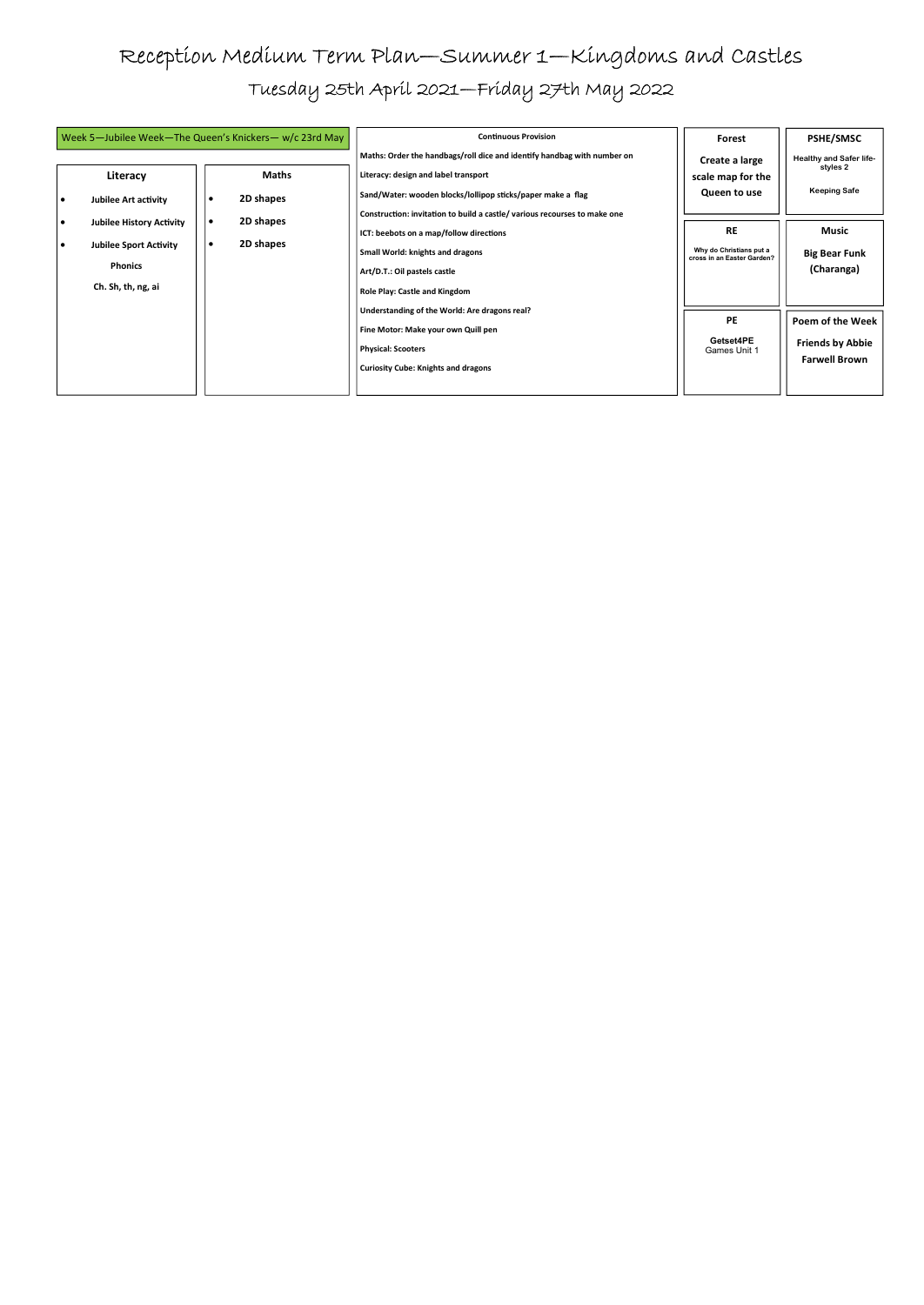# Reception Medium Term Plan—Summer 1—Kingdoms and Castles

## Tuesday 25th April 2021—Friday 27th May 2022

Week 5—Jubilee Week—The Queen's Knickers— w/c 23rd May

| Literacy | Maths |
| --- | --- |
| • Jubilee Art activity | • 2D shapes |
| • Jubilee History Activity | • 2D shapes |
| • Jubilee Sport Activity | • 2D shapes |
| Phonics | |
| Ch. Sh, th, ng, ai | |

**Continuous Provision**

**Maths: Order the handbags/roll dice and identify handbag with number on**

**Literacy: design and label transport**

**Sand/Water: wooden blocks/lollipop sticks/paper make a flag**

**Construction: invitation to build a castle/ various recourses to make one**

**ICT: beebots on a map/follow directions**

**Small World: knights and dragons**

**Art/D.T.: Oil pastels castle**

**Role Play: Castle and Kingdom**

**Understanding of the World: Are dragons real?**

**Fine Motor: Make your own Quill pen**

**Physical: Scooters**

**Curiosity Cube: Knights and dragons**

| Forest | PSHE/SMSC |
| --- | --- |
| Create a large scale map for the Queen to use | Healthy and Safer life-styles 2<br>Keeping Safe |
| **RE** | **Music** |
| Why do Christians put a cross in an Easter Garden? | Big Bear Funk (Charanga) |
| **PE** | **Poem of the Week** |
| Getset4PE<br>Games Unit 1 | Friends by Abbie Farwell Brown |